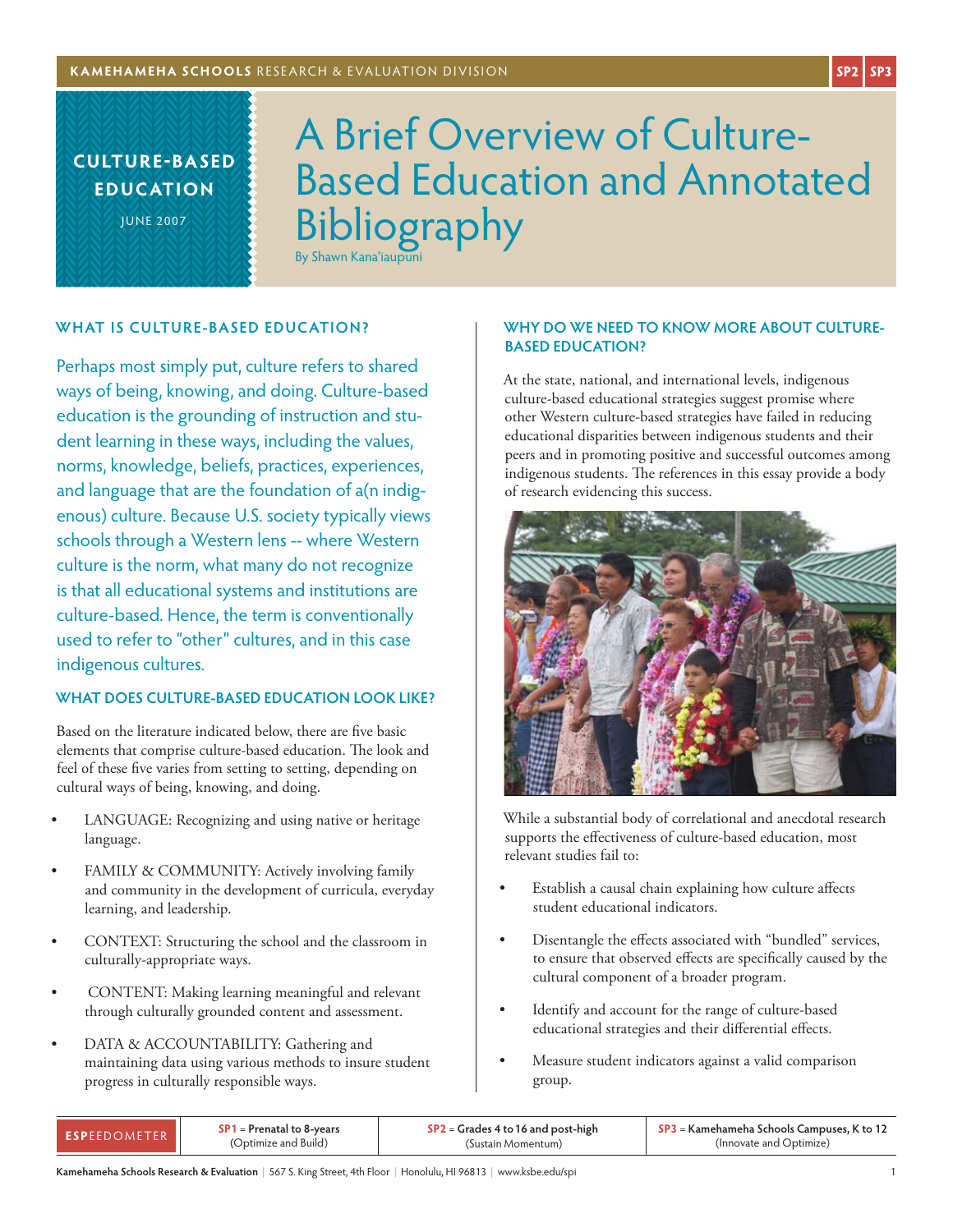**KAMEHAMEHA SCHOOLS** RESEARCH & EVALUATION DIVISION

SP2 SP3

**CULTURE-BASED EDUCATION**

JUNE 2007

# A Brief Overview of Culture-Based Education and Annotated Bibliography

By Shawn Kana'iaupuni

## WHAT IS CULTURE-BASED EDUCATION?

Perhaps most simply put, culture refers to shared ways of being, knowing, and doing. Culture-based education is the grounding of instruction and student learning in these ways, including the values, norms, knowledge, beliefs, practices, experiences, and language that are the foundation of a(n indigenous) culture. Because U.S. society typically views schools through a Western lens -- where Western culture is the norm, what many do not recognize is that all educational systems and institutions are culture-based. Hence, the term is conventionally used to refer to "other" cultures, and in this case indigenous cultures.

## WHAT DOES CULTURE-BASED EDUCATION LOOK LIKE?

Based on the literature indicated below, there are five basic elements that comprise culture-based education. The look and feel of these five varies from setting to setting, depending on cultural ways of being, knowing, and doing.

- LANGUAGE: Recognizing and using native or heritage language.
- FAMILY & COMMUNITY: Actively involving family and community in the development of curricula, everyday learning, and leadership.
- CONTEXT: Structuring the school and the classroom in culturally-appropriate ways.
- CONTENT: Making learning meaningful and relevant through culturally grounded content and assessment.
- DATA & ACCOUNTABILITY: Gathering and maintaining data using various methods to insure student progress in culturally responsible ways.

## WHY DO WE NEED TO KNOW MORE ABOUT CULTURE-BASED EDUCATION?

At the state, national, and international levels, indigenous culture-based educational strategies suggest promise where other Western culture-based strategies have failed in reducing educational disparities between indigenous students and their peers and in promoting positive and successful outcomes among indigenous students. The references in this essay provide a body of research evidencing this success.

While a substantial body of correlational and anecdotal research supports the effectiveness of culture-based education, most relevant studies fail to:

- Establish a causal chain explaining how culture affects student educational indicators.
- Disentangle the effects associated with "bundled" services, to ensure that observed effects are specifically caused by the cultural component of a broader program.
- Identify and account for the range of culture-based educational strategies and their differential effects.
- Measure student indicators against a valid comparison group.

| **ESPEEDOMETER** | SP1 = Prenatal to 8-years (Optimize and Build) | SP2 = Grades 4 to 16 and post-high (Sustain Momentum) | SP3 = Kamehameha Schools Campuses, K to 12 (Innovate and Optimize) |
|---|---|---|---|

Kamehameha Schools Research & Evaluation | 567 S. King Street, 4th Floor | Honolulu, HI 96813 | www.ksbe.edu/spi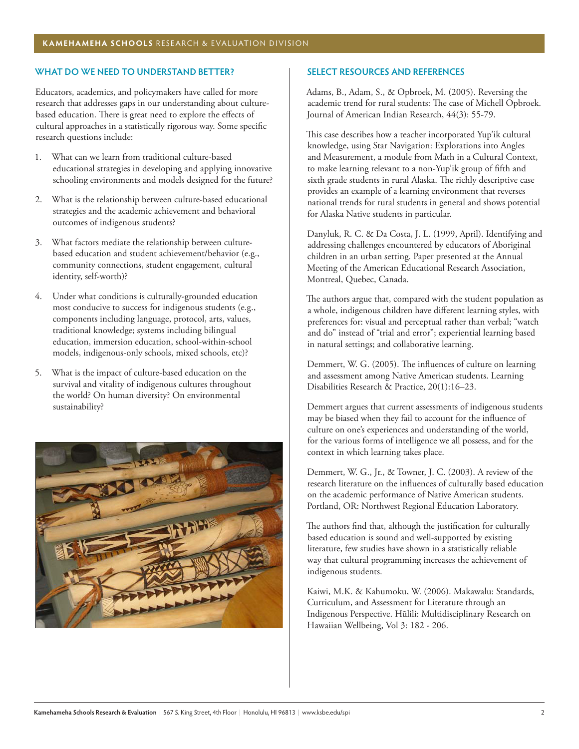## WHAT DO WE NEED TO UNDERSTAND BETTER?

Educators, academics, and policymakers have called for more research that addresses gaps in our understanding about culture-based education. There is great need to explore the effects of cultural approaches in a statistically rigorous way. Some specific research questions include:

1. What can we learn from traditional culture-based educational strategies in developing and applying innovative schooling environments and models designed for the future?
2. What is the relationship between culture-based educational strategies and the academic achievement and behavioral outcomes of indigenous students?
3. What factors mediate the relationship between culture-based education and student achievement/behavior (e.g., community connections, student engagement, cultural identity, self-worth)?
4. Under what conditions is culturally-grounded education most conducive to success for indigenous students (e.g., components including language, protocol, arts, values, traditional knowledge; systems including bilingual education, immersion education, school-within-school models, indigenous-only schools, mixed schools, etc)?
5. What is the impact of culture-based education on the survival and vitality of indigenous cultures throughout the world? On human diversity? On environmental sustainability?

## SELECT RESOURCES AND REFERENCES

Adams, B., Adam, S., & Opbroek, M. (2005). Reversing the academic trend for rural students: The case of Michell Opbroek. Journal of American Indian Research, 44(3): 55-79.

This case describes how a teacher incorporated Yup'ik cultural knowledge, using Star Navigation: Explorations into Angles and Measurement, a module from Math in a Cultural Context, to make learning relevant to a non-Yup'ik group of fifth and sixth grade students in rural Alaska. The richly descriptive case provides an example of a learning environment that reverses national trends for rural students in general and shows potential for Alaska Native students in particular.

Danyluk, R. C. & Da Costa, J. L. (1999, April). Identifying and addressing challenges encountered by educators of Aboriginal children in an urban setting. Paper presented at the Annual Meeting of the American Educational Research Association, Montreal, Quebec, Canada.

The authors argue that, compared with the student population as a whole, indigenous children have different learning styles, with preferences for: visual and perceptual rather than verbal; "watch and do" instead of "trial and error"; experiential learning based in natural settings; and collaborative learning.

Demmert, W. G. (2005). The influences of culture on learning and assessment among Native American students. Learning Disabilities Research & Practice, 20(1):16–23.

Demmert argues that current assessments of indigenous students may be biased when they fail to account for the influence of culture on one's experiences and understanding of the world, for the various forms of intelligence we all possess, and for the context in which learning takes place.

Demmert, W. G., Jr., & Towner, J. C. (2003). A review of the research literature on the influences of culturally based education on the academic performance of Native American students. Portland, OR: Northwest Regional Education Laboratory.

The authors find that, although the justification for culturally based education is sound and well-supported by existing literature, few studies have shown in a statistically reliable way that cultural programming increases the achievement of indigenous students.

Kaiwi, M.K. & Kahumoku, W. (2006). Makawalu: Standards, Curriculum, and Assessment for Literature through an Indigenous Perspective. Hūlili: Multidisciplinary Research on Hawaiian Wellbeing, Vol 3: 182 - 206.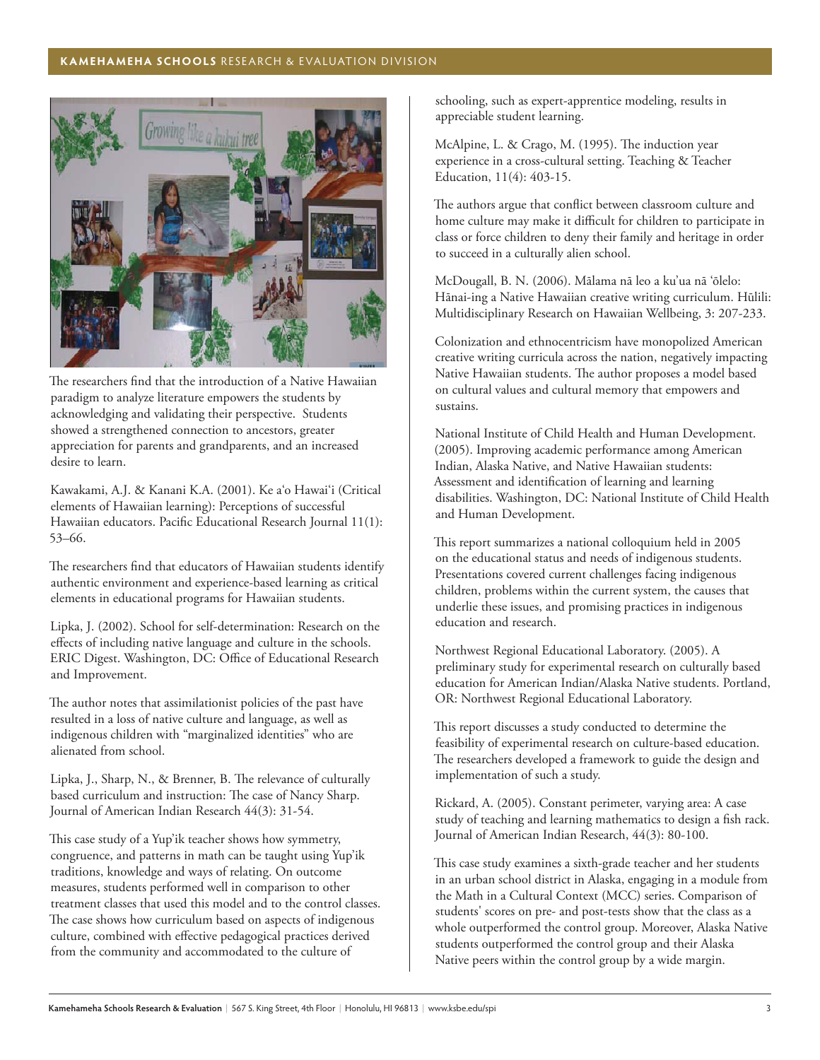The researchers find that the introduction of a Native Hawaiian paradigm to analyze literature empowers the students by acknowledging and validating their perspective. Students showed a strengthened connection to ancestors, greater appreciation for parents and grandparents, and an increased desire to learn.

Kawakami, A.J. & Kanani K.A. (2001). Ke ʻo Hawaiʻi (Critical elements of Hawaiian learning): Perceptions of successful Hawaiian educators. Pacific Educational Research Journal 11(1): 53–66.

The researchers find that educators of Hawaiian students identify authentic environment and experience-based learning as critical elements in educational programs for Hawaiian students.

Lipka, J. (2002). School for self-determination: Research on the effects of including native language and culture in the schools. ERIC Digest. Washington, DC: Office of Educational Research and Improvement.

The author notes that assimilationist policies of the past have resulted in a loss of native culture and language, as well as indigenous children with "marginalized identities" who are alienated from school.

Lipka, J., Sharp, N., & Brenner, B. The relevance of culturally based curriculum and instruction: The case of Nancy Sharp. Journal of American Indian Research 44(3): 31-54.

This case study of a Yup'ik teacher shows how symmetry, congruence, and patterns in math can be taught using Yup'ik traditions, knowledge and ways of relating. On outcome measures, students performed well in comparison to other treatment classes that used this model and to the control classes. The case shows how curriculum based on aspects of indigenous culture, combined with effective pedagogical practices derived from the community and accommodated to the culture of schooling, such as expert-apprentice modeling, results in appreciable student learning.

McAlpine, L. & Crago, M. (1995). The induction year experience in a cross-cultural setting. Teaching & Teacher Education, 11(4): 403-15.

The authors argue that conflict between classroom culture and home culture may make it difficult for children to participate in class or force children to deny their family and heritage in order to succeed in a culturally alien school.

McDougall, B. N. (2006). Mālama nā leo a ku'ua nā ʻōlelo: Hānai-ing a Native Hawaiian creative writing curriculum. Hūlili: Multidisciplinary Research on Hawaiian Wellbeing, 3: 207-233.

Colonization and ethnocentricism have monopolized American creative writing curricula across the nation, negatively impacting Native Hawaiian students. The author proposes a model based on cultural values and cultural memory that empowers and sustains.

National Institute of Child Health and Human Development. (2005). Improving academic performance among American Indian, Alaska Native, and Native Hawaiian students: Assessment and identification of learning and learning disabilities. Washington, DC: National Institute of Child Health and Human Development.

This report summarizes a national colloquium held in 2005 on the educational status and needs of indigenous students. Presentations covered current challenges facing indigenous children, problems within the current system, the causes that underlie these issues, and promising practices in indigenous education and research.

Northwest Regional Educational Laboratory. (2005). A preliminary study for experimental research on culturally based education for American Indian/Alaska Native students. Portland, OR: Northwest Regional Educational Laboratory.

This report discusses a study conducted to determine the feasibility of experimental research on culture-based education. The researchers developed a framework to guide the design and implementation of such a study.

Rickard, A. (2005). Constant perimeter, varying area: A case study of teaching and learning mathematics to design a fish rack. Journal of American Indian Research, 44(3): 80-100.

This case study examines a sixth-grade teacher and her students in an urban school district in Alaska, engaging in a module from the Math in a Cultural Context (MCC) series. Comparison of students' scores on pre- and post-tests show that the class as a whole outperformed the control group. Moreover, Alaska Native students outperformed the control group and their Alaska Native peers within the control group by a wide margin.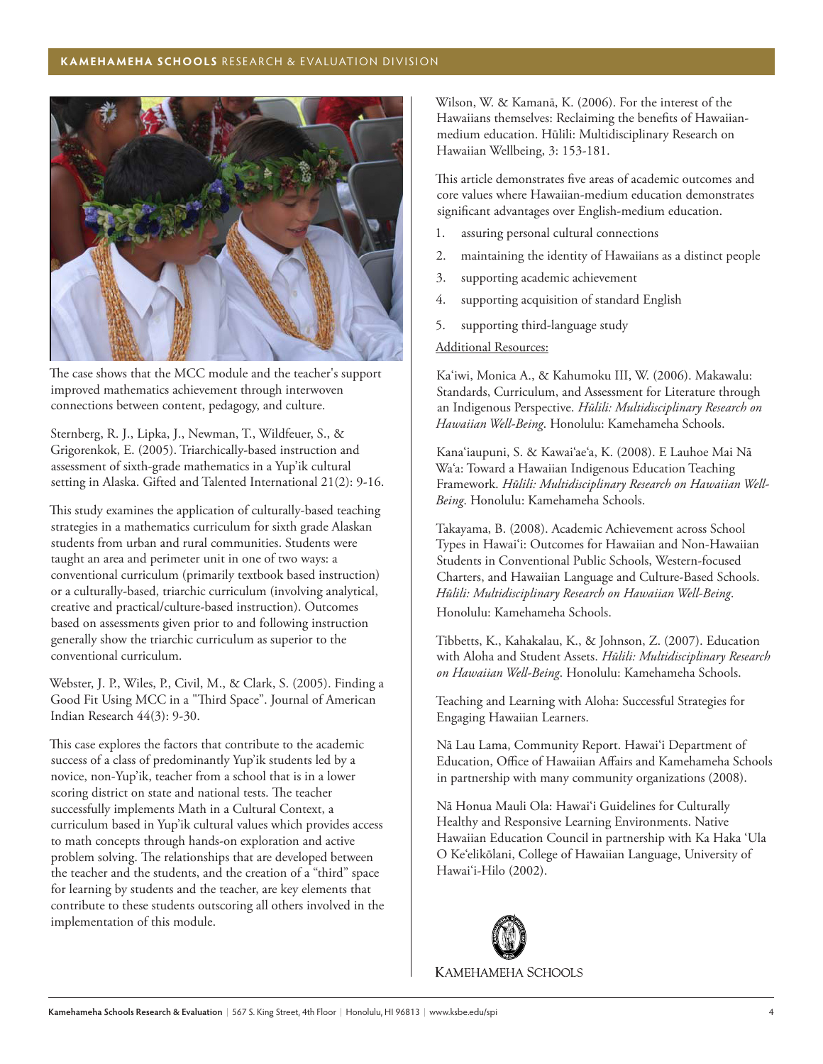The case shows that the MCC module and the teacher's support improved mathematics achievement through interwoven connections between content, pedagogy, and culture.

Sternberg, R. J., Lipka, J., Newman, T., Wildfeuer, S., & Grigorenkok, E. (2005). Triarchically-based instruction and assessment of sixth-grade mathematics in a Yup'ik cultural setting in Alaska. Gifted and Talented International 21(2): 9-16.

This study examines the application of culturally-based teaching strategies in a mathematics curriculum for sixth grade Alaskan students from urban and rural communities. Students were taught an area and perimeter unit in one of two ways: a conventional curriculum (primarily textbook based instruction) or a culturally-based, triarchic curriculum (involving analytical, creative and practical/culture-based instruction). Outcomes based on assessments given prior to and following instruction generally show the triarchic curriculum as superior to the conventional curriculum.

Webster, J. P., Wiles, P., Civil, M., & Clark, S. (2005). Finding a Good Fit Using MCC in a "Third Space". Journal of American Indian Research 44(3): 9-30.

This case explores the factors that contribute to the academic success of a class of predominantly Yup'ik students led by a novice, non-Yup'ik, teacher from a school that is in a lower scoring district on state and national tests. The teacher successfully implements Math in a Cultural Context, a curriculum based in Yup'ik cultural values which provides access to math concepts through hands-on exploration and active problem solving. The relationships that are developed between the teacher and the students, and the creation of a "third" space for learning by students and the teacher, are key elements that contribute to these students outscoring all others involved in the implementation of this module.

Wilson, W. & Kamanā, K. (2006). For the interest of the Hawaiians themselves: Reclaiming the benefits of Hawaiian-medium education. Hūlili: Multidisciplinary Research on Hawaiian Wellbeing, 3: 153-181.

This article demonstrates five areas of academic outcomes and core values where Hawaiian-medium education demonstrates significant advantages over English-medium education.

1. assuring personal cultural connections
2. maintaining the identity of Hawaiians as a distinct people
3. supporting academic achievement
4. supporting acquisition of standard English
5. supporting third-language study

Additional Resources:

Ka'iwi, Monica A., & Kahumoku III, W. (2006). Makawalu: Standards, Curriculum, and Assessment for Literature through an Indigenous Perspective. *Hūlili: Multidisciplinary Research on Hawaiian Well-Being*. Honolulu: Kamehameha Schools.

Kana'iaupuni, S. & Kawai'ae'a, K. (2008). E Lauhoe Mai Nā Wa'a: Toward a Hawaiian Indigenous Education Teaching Framework. *Hūlili: Multidisciplinary Research on Hawaiian Well-Being*. Honolulu: Kamehameha Schools.

Takayama, B. (2008). Academic Achievement across School Types in Hawai'i: Outcomes for Hawaiian and Non-Hawaiian Students in Conventional Public Schools, Western-focused Charters, and Hawaiian Language and Culture-Based Schools. *Hūlili: Multidisciplinary Research on Hawaiian Well-Being*. Honolulu: Kamehameha Schools.

Tibbetts, K., Kahakalau, K., & Johnson, Z. (2007). Education with Aloha and Student Assets. *Hūlili: Multidisciplinary Research on Hawaiian Well-Being*. Honolulu: Kamehameha Schools.

Teaching and Learning with Aloha: Successful Strategies for Engaging Hawaiian Learners.

Nā Lau Lama, Community Report. Hawai'i Department of Education, Office of Hawaiian Affairs and Kamehameha Schools in partnership with many community organizations (2008).

Nā Honua Mauli Ola: Hawai'i Guidelines for Culturally Healthy and Responsive Learning Environments. Native Hawaiian Education Council in partnership with Ka Haka 'Ula O Ke'elikōlani, College of Hawaiian Language, University of Hawai'i-Hilo (2002).

KAMEHAMEHA SCHOOLS